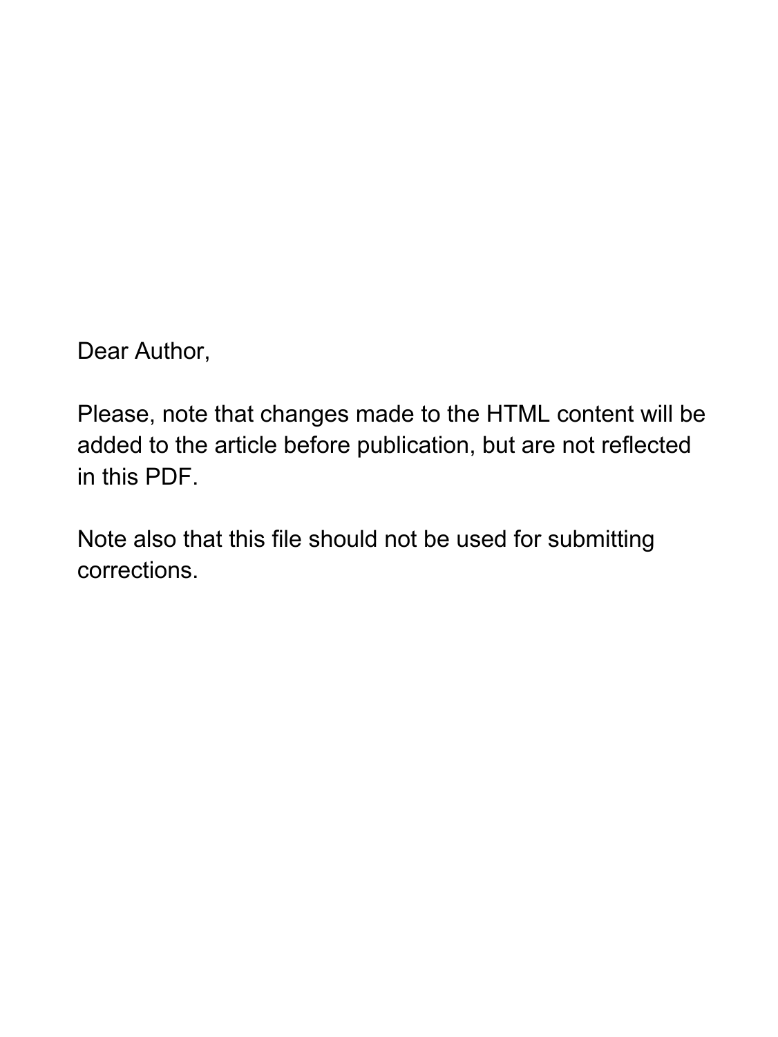Dear Author,

Please, note that changes made to the HTML content will be added to the article before publication, but are not reflected in this PDF.

Note also that this file should not be used for submitting corrections.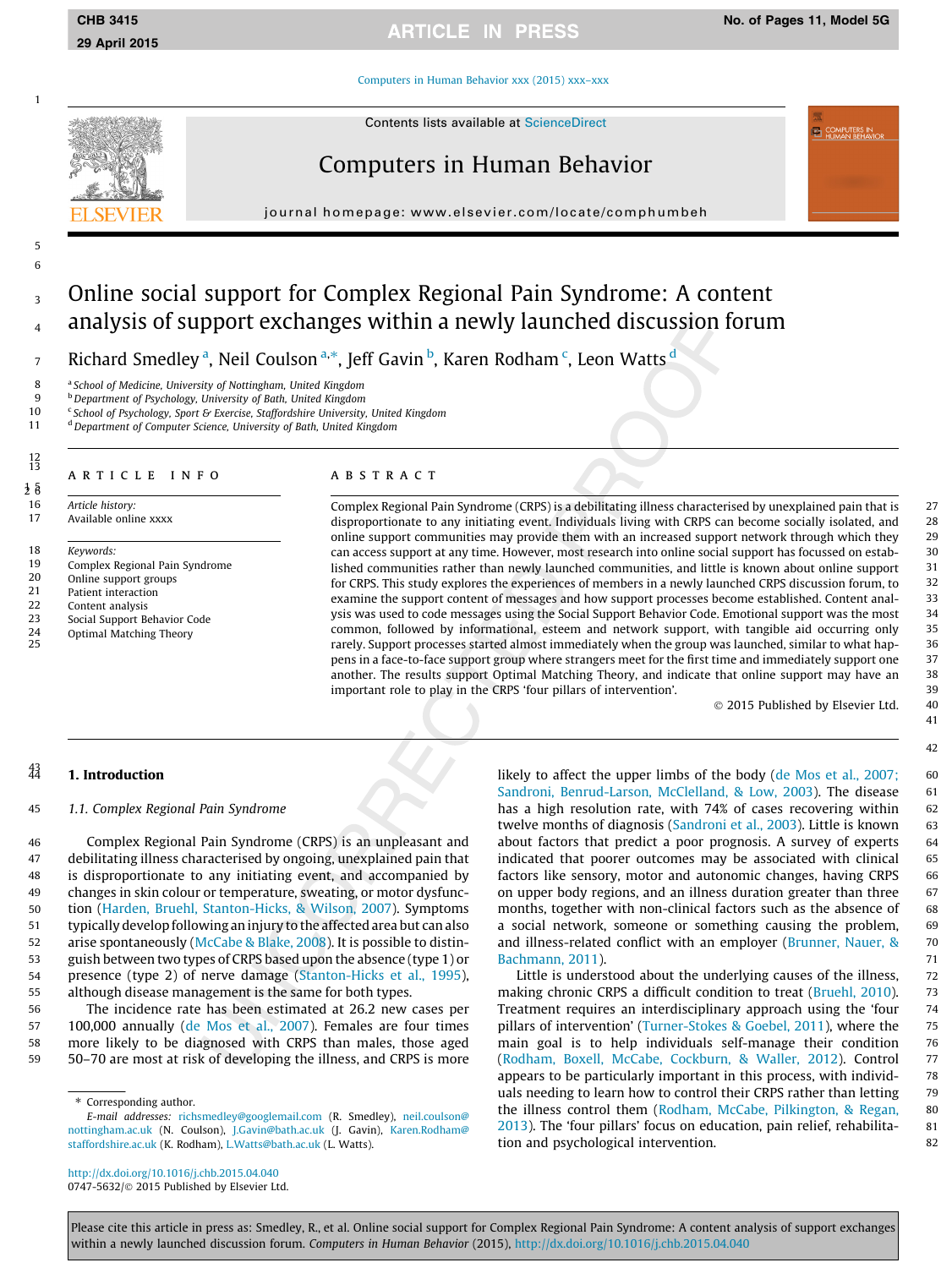# Online social support for Complex Regional Pain Syndrome: A content analysis of support exchanges within a newly launched discussion forum

Richard Smedley [a], Neil Coulson [a,*], Jeff Gavin [b], Karen Rodham [c], Leon Watts [d]

[a] School of Medicine, University of Nottingham, United Kingdom
[b] Department of Psychology, University of Bath, United Kingdom
[c] School of Psychology, Sport & Exercise, Staffordshire University, United Kingdom
[d] Department of Computer Science, University of Bath, United Kingdom

## ARTICLE INFO

*Article history:*
Available online xxxx

*Keywords:*
Complex Regional Pain Syndrome
Online support groups
Patient interaction
Content analysis
Social Support Behavior Code
Optimal Matching Theory

## ABSTRACT

Complex Regional Pain Syndrome (CRPS) is a debilitating illness characterised by unexplained pain that is disproportionate to any initiating event. Individuals living with CRPS can become socially isolated, and online support communities may provide them with an increased support network through which they can access support at any time. However, most research into online social support has focussed on established communities rather than newly launched communities, and little is known about online support for CRPS. This study explores the experiences of members in a newly launched CRPS discussion forum, to examine the support content of messages and how support processes become established. Content analysis was used to code messages using the Social Support Behavior Code. Emotional support was the most common, followed by informational, esteem and network support, with tangible aid occurring only rarely. Support processes started almost immediately when the group was launched, similar to what happens in a face-to-face support group where strangers meet for the first time and immediately support one another. The results support Optimal Matching Theory, and indicate that online support may have an important role to play in the CRPS 'four pillars of intervention'.

© 2015 Published by Elsevier Ltd.

## 1. Introduction

### 1.1. Complex Regional Pain Syndrome

Complex Regional Pain Syndrome (CRPS) is an unpleasant and debilitating illness characterised by ongoing, unexplained pain that is disproportionate to any initiating event, and accompanied by changes in skin colour or temperature, sweating, or motor dysfunction (Harden, Bruehl, Stanton-Hicks, & Wilson, 2007). Symptoms typically develop following an injury to the affected area but can also arise spontaneously (McCabe & Blake, 2008). It is possible to distinguish between two types of CRPS based upon the absence (type 1) or presence (type 2) of nerve damage (Stanton-Hicks et al., 1995), although disease management is the same for both types.

The incidence rate has been estimated at 26.2 new cases per 100,000 annually (de Mos et al., 2007). Females are four times more likely to be diagnosed with CRPS than males, those aged 50–70 are most at risk of developing the illness, and CRPS is more likely to affect the upper limbs of the body (de Mos et al., 2007; Sandroni, Benrud-Larson, McClelland, & Low, 2003). The disease has a high resolution rate, with 74% of cases recovering within twelve months of diagnosis (Sandroni et al., 2003). Little is known about factors that predict a poor prognosis. A survey of experts indicated that poorer outcomes may be associated with clinical factors like sensory, motor and autonomic changes, having CRPS on upper body regions, and an illness duration greater than three months, together with non-clinical factors such as the absence of a social network, someone or something causing the problem, and illness-related conflict with an employer (Brunner, Nauer, & Bachmann, 2011).

Little is understood about the underlying causes of the illness, making chronic CRPS a difficult condition to treat (Bruehl, 2010). Treatment requires an interdisciplinary approach using the 'four pillars of intervention' (Turner-Stokes & Goebel, 2011), where the main goal is to help individuals self-manage their condition (Rodham, Boxell, McCabe, Cockburn, & Waller, 2012). Control appears to be particularly important in this process, with individuals needing to learn how to control their CRPS rather than letting the illness control them (Rodham, McCabe, Pilkington, & Regan, 2013). The 'four pillars' focus on education, pain relief, rehabilitation and psychological intervention.

* Corresponding author.
E-mail addresses: richsmedley@googlemail.com (R. Smedley), neil.coulson@nottingham.ac.uk (N. Coulson), J.Gavin@bath.ac.uk (J. Gavin), Karen.Rodham@staffordshire.ac.uk (K. Rodham), L.Watts@bath.ac.uk (L. Watts).

http://dx.doi.org/10.1016/j.chb.2015.04.040
0747-5632/© 2015 Published by Elsevier Ltd.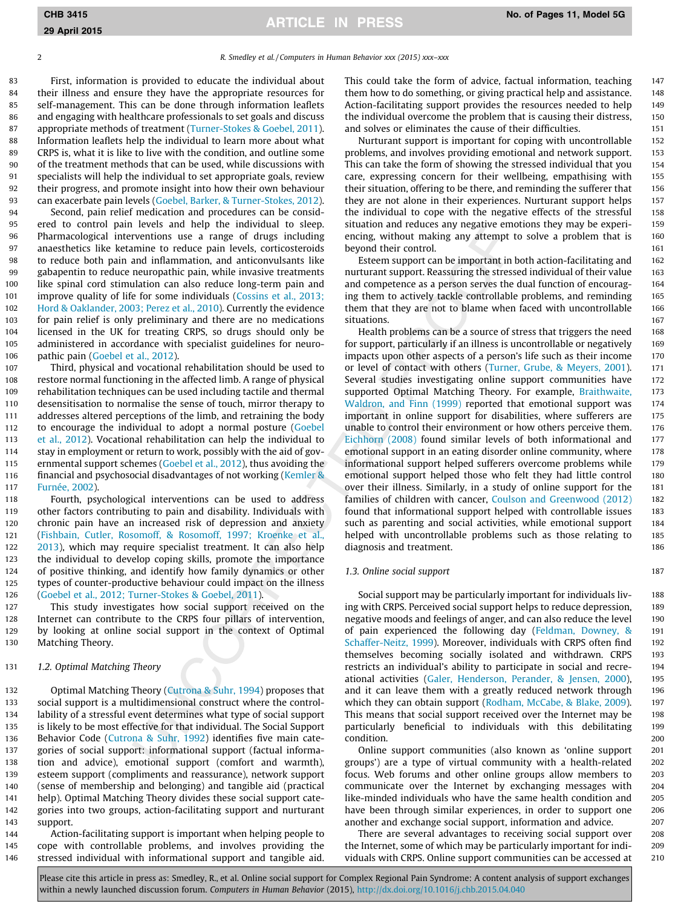First, information is provided to educate the individual about their illness and ensure they have the appropriate resources for self-management. This can be done through information leaflets and engaging with healthcare professionals to set goals and discuss appropriate methods of treatment (Turner-Stokes & Goebel, 2011). Information leaflets help the individual to learn more about what CRPS is, what it is like to live with the condition, and outline some of the treatment methods that can be used, while discussions with specialists will help the individual to set appropriate goals, review their progress, and promote insight into how their own behaviour can exacerbate pain levels (Goebel, Barker, & Turner-Stokes, 2012).

Second, pain relief medication and procedures can be considered to control pain levels and help the individual to sleep. Pharmacological interventions use a range of drugs including anaesthetics like ketamine to reduce pain levels, corticosteroids to reduce both pain and inflammation, and anticonvulsants like gabapentin to reduce neuropathic pain, while invasive treatments like spinal cord stimulation can also reduce long-term pain and improve quality of life for some individuals (Cossins et al., 2013; Hord & Oaklander, 2003; Perez et al., 2010). Currently the evidence for pain relief is only preliminary and there are no medications licensed in the UK for treating CRPS, so drugs should only be administered in accordance with specialist guidelines for neuropathic pain (Goebel et al., 2012).

Third, physical and vocational rehabilitation should be used to restore normal functioning in the affected limb. A range of physical rehabilitation techniques can be used including tactile and thermal desensitisation to normalise the sense of touch, mirror therapy to addresses altered perceptions of the limb, and retraining the body to encourage the individual to adopt a normal posture (Goebel et al., 2012). Vocational rehabilitation can help the individual to stay in employment or return to work, possibly with the aid of governmental support schemes (Goebel et al., 2012), thus avoiding the financial and psychosocial disadvantages of not working (Kemler & Furnée, 2002).

Fourth, psychological interventions can be used to address other factors contributing to pain and disability. Individuals with chronic pain have an increased risk of depression and anxiety (Fishbain, Cutler, Rosomoff, & Rosomoff, 1997; Kroenke et al., 2013), which may require specialist treatment. It can also help the individual to develop coping skills, promote the importance of positive thinking, and identify how family dynamics or other types of counter-productive behaviour could impact on the illness (Goebel et al., 2012; Turner-Stokes & Goebel, 2011).

This study investigates how social support received on the Internet can contribute to the CRPS four pillars of intervention, by looking at online social support in the context of Optimal Matching Theory.

### 1.2. Optimal Matching Theory

Optimal Matching Theory (Cutrona & Suhr, 1994) proposes that social support is a multidimensional construct where the controllability of a stressful event determines what type of social support is likely to be most effective for that individual. The Social Support Behavior Code (Cutrona & Suhr, 1992) identifies five main categories of social support: informational support (factual information and advice), emotional support (comfort and warmth), esteem support (compliments and reassurance), network support (sense of membership and belonging) and tangible aid (practical help). Optimal Matching Theory divides these social support categories into two groups, action-facilitating support and nurturant support.

Action-facilitating support is important when helping people to cope with controllable problems, and involves providing the stressed individual with informational support and tangible aid. This could take the form of advice, factual information, teaching them how to do something, or giving practical help and assistance. Action-facilitating support provides the resources needed to help the individual overcome the problem that is causing their distress, and solves or eliminates the cause of their difficulties.

Nurturant support is important for coping with uncontrollable problems, and involves providing emotional and network support. This can take the form of showing the stressed individual that you care, expressing concern for their wellbeing, empathising with their situation, offering to be there, and reminding the sufferer that they are not alone in their experiences. Nurturant support helps the individual to cope with the negative effects of the stressful situation and reduces any negative emotions they may be experiencing, without making any attempt to solve a problem that is beyond their control.

Esteem support can be important in both action-facilitating and nurturant support. Reassuring the stressed individual of their value and competence as a person serves the dual function of encouraging them to actively tackle controllable problems, and reminding them that they are not to blame when faced with uncontrollable situations.

Health problems can be a source of stress that triggers the need for support, particularly if an illness is uncontrollable or negatively impacts upon other aspects of a person's life such as their income or level of contact with others (Turner, Grube, & Meyers, 2001). Several studies investigating online support communities have supported Optimal Matching Theory. For example, Braithwaite, Waldron, and Finn (1999) reported that emotional support was important in online support for disabilities, where sufferers are unable to control their environment or how others perceive them. Eichhorn (2008) found similar levels of both informational and emotional support in an eating disorder online community, where informational support helped sufferers overcome problems while emotional support helped those who felt they had little control over their illness. Similarly, in a study of online support for the families of children with cancer, Coulson and Greenwood (2012) found that informational support helped with controllable issues such as parenting and social activities, while emotional support helped with uncontrollable problems such as those relating to diagnosis and treatment.

### 1.3. Online social support

Social support may be particularly important for individuals living with CRPS. Perceived social support helps to reduce depression, negative moods and feelings of anger, and can also reduce the level of pain experienced the following day (Feldman, Downey, & Schaffer-Neitz, 1999). Moreover, individuals with CRPS often find themselves becoming socially isolated and withdrawn. CRPS restricts an individual's ability to participate in social and recreational activities (Galer, Henderson, Perander, & Jensen, 2000), and it can leave them with a greatly reduced network through which they can obtain support (Rodham, McCabe, & Blake, 2009). This means that social support received over the Internet may be particularly beneficial to individuals with this debilitating condition.

Online support communities (also known as 'online support groups') are a type of virtual community with a health-related focus. Web forums and other online groups allow members to communicate over the Internet by exchanging messages with like-minded individuals who have the same health condition and have been through similar experiences, in order to support one another and exchange social support, information and advice.

There are several advantages to receiving social support over the Internet, some of which may be particularly important for individuals with CRPS. Online support communities can be accessed at

Please cite this article in press as: Smedley, R., et al. Online social support for Complex Regional Pain Syndrome: A content analysis of support exchanges within a newly launched discussion forum. *Computers in Human Behavior* (2015), http://dx.doi.org/10.1016/j.chb.2015.04.040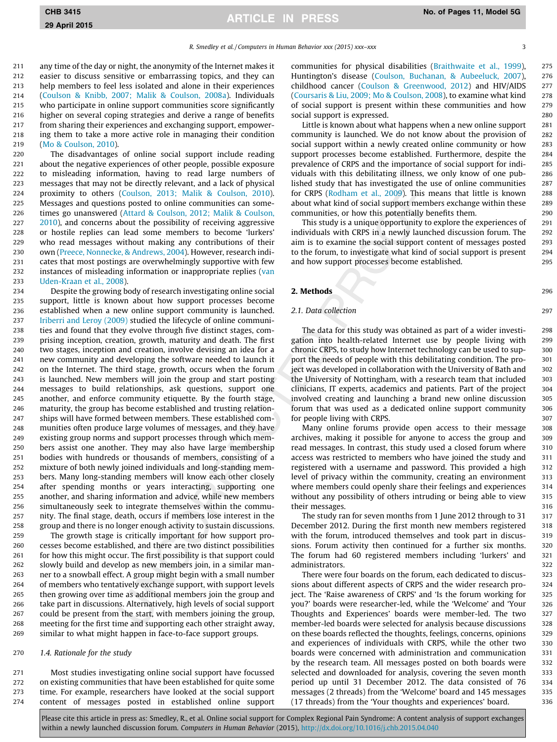any time of the day or night, the anonymity of the Internet makes it easier to discuss sensitive or embarrassing topics, and they can help members to feel less isolated and alone in their experiences (Coulson & Knibb, 2007; Malik & Coulson, 2008a). Individuals who participate in online support communities score significantly higher on several coping strategies and derive a range of benefits from sharing their experiences and exchanging support, empowering them to take a more active role in managing their condition (Mo & Coulson, 2010).

The disadvantages of online social support include reading about the negative experiences of other people, possible exposure to misleading information, having to read large numbers of messages that may not be directly relevant, and a lack of physical proximity to others (Coulson, 2013; Malik & Coulson, 2010). Messages and questions posted to online communities can sometimes go unanswered (Attard & Coulson, 2012; Malik & Coulson, 2010), and concerns about the possibility of receiving aggressive or hostile replies can lead some members to become 'lurkers' who read messages without making any contributions of their own (Preece, Nonnecke, & Andrews, 2004). However, research indicates that most postings are overwhelmingly supportive with few instances of misleading information or inappropriate replies (van Uden-Kraan et al., 2008).

Despite the growing body of research investigating online social support, little is known about how support processes become established when a new online support community is launched. Iriberri and Leroy (2009) studied the lifecycle of online communities and found that they evolve through five distinct stages, comprising inception, creation, growth, maturity and death. The first two stages, inception and creation, involve devising an idea for a new community and developing the software needed to launch it on the Internet. The third stage, growth, occurs when the forum is launched. New members will join the group and start posting messages to build relationships, ask questions, support one another, and enforce community etiquette. By the fourth stage, maturity, the group has become established and trusting relationships will have formed between members. These established communities often produce large volumes of messages, and they have existing group norms and support processes through which members assist one another. They may also have large membership bodies with hundreds or thousands of members, consisting of a mixture of both newly joined individuals and long-standing members. Many long-standing members will know each other closely after spending months or years interacting, supporting one another, and sharing information and advice, while new members simultaneously seek to integrate themselves within the community. The final stage, death, occurs if members lose interest in the group and there is no longer enough activity to sustain discussions.

The growth stage is critically important for how support processes become established, and there are two distinct possibilities for how this might occur. The first possibility is that support could slowly build and develop as new members join, in a similar manner to a snowball effect. A group might begin with a small number of members who tentatively exchange support, with support levels then growing over time as additional members join the group and take part in discussions. Alternatively, high levels of social support could be present from the start, with members joining the group, meeting for the first time and supporting each other straight away, similar to what might happen in face-to-face support groups.

### 1.4. Rationale for the study

Most studies investigating online social support have focussed on existing communities that have been established for quite some time. For example, researchers have looked at the social support content of messages posted in established online support communities for physical disabilities (Braithwaite et al., 1999), Huntington's disease (Coulson, Buchanan, & Aubeeluck, 2007), childhood cancer (Coulson & Greenwood, 2012) and HIV/AIDS (Coursaris & Liu, 2009; Mo & Coulson, 2008), to examine what kind of social support is present within these communities and how social support is expressed.

Little is known about what happens when a new online support community is launched. We do not know about the provision of social support within a newly created online community or how support processes become established. Furthermore, despite the prevalence of CRPS and the importance of social support for individuals with this debilitating illness, we only know of one published study that has investigated the use of online communities for CRPS (Rodham et al., 2009). This means that little is known about what kind of social support members exchange within these communities, or how this potentially benefits them.

This study is a unique opportunity to explore the experiences of individuals with CRPS in a newly launched discussion forum. The aim is to examine the social support content of messages posted to the forum, to investigate what kind of social support is present and how support processes become established.

## 2. Methods

### 2.1. Data collection

The data for this study was obtained as part of a wider investigation into health-related Internet use by people living with chronic CRPS, to study how Internet technology can be used to support the needs of people with this debilitating condition. The project was developed in collaboration with the University of Bath and the University of Nottingham, with a research team that included clinicians, IT experts, academics and patients. Part of the project involved creating and launching a brand new online discussion forum that was used as a dedicated online support community for people living with CRPS.

Many online forums provide open access to their message archives, making it possible for anyone to access the group and read messages. In contrast, this study used a closed forum where access was restricted to members who have joined the study and registered with a username and password. This provided a high level of privacy within the community, creating an environment where members could openly share their feelings and experiences without any possibility of others intruding or being able to view their messages.

The study ran for seven months from 1 June 2012 through to 31 December 2012. During the first month new members registered with the forum, introduced themselves and took part in discussions. Forum activity then continued for a further six months. The forum had 60 registered members including 'lurkers' and administrators.

There were four boards on the forum, each dedicated to discussions about different aspects of CRPS and the wider research project. The 'Raise awareness of CRPS' and 'Is the forum working for you?' boards were researcher-led, while the 'Welcome' and 'Your Thoughts and Experiences' boards were member-led. The two member-led boards were selected for analysis because discussions on these boards reflected the thoughts, feelings, concerns, opinions and experiences of individuals with CRPS, while the other two boards were concerned with administration and communication by the research team. All messages posted on both boards were selected and downloaded for analysis, covering the seven month period up until 31 December 2012. The data consisted of 76 messages (2 threads) from the 'Welcome' board and 145 messages (17 threads) from the 'Your thoughts and experiences' board.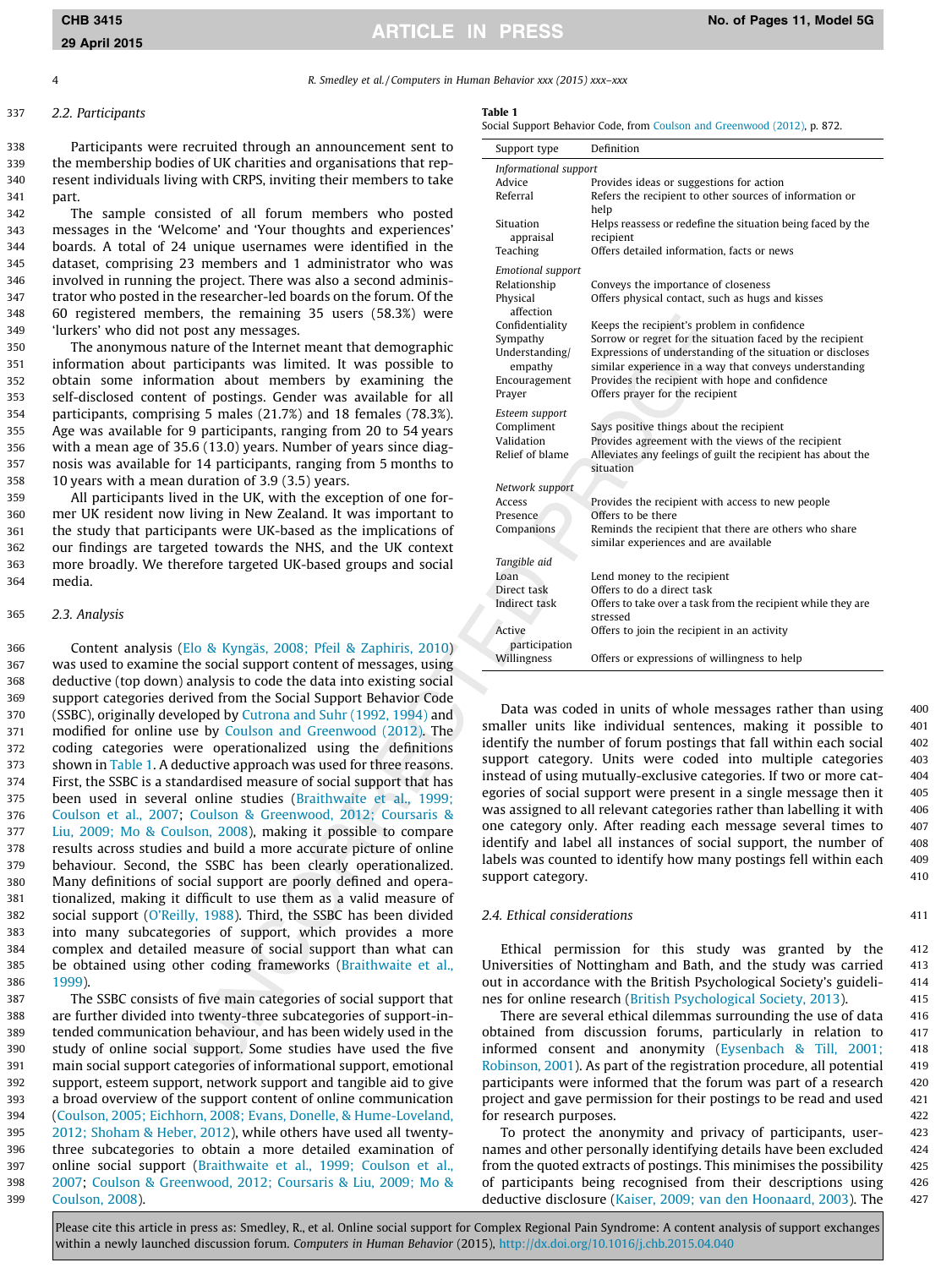### 2.2. Participants

Participants were recruited through an announcement sent to the membership bodies of UK charities and organisations that represent individuals living with CRPS, inviting their members to take part.

The sample consisted of all forum members who posted messages in the 'Welcome' and 'Your thoughts and experiences' boards. A total of 24 unique usernames were identified in the dataset, comprising 23 members and 1 administrator who was involved in running the project. There was also a second administrator who posted in the researcher-led boards on the forum. Of the 60 registered members, the remaining 35 users (58.3%) were 'lurkers' who did not post any messages.

The anonymous nature of the Internet meant that demographic information about participants was limited. It was possible to obtain some information about members by examining the self-disclosed content of postings. Gender was available for all participants, comprising 5 males (21.7%) and 18 females (78.3%). Age was available for 9 participants, ranging from 20 to 54 years with a mean age of 35.6 (13.0) years. Number of years since diagnosis was available for 14 participants, ranging from 5 months to 10 years with a mean duration of 3.9 (3.5) years.

All participants lived in the UK, with the exception of one former UK resident now living in New Zealand. It was important to the study that participants were UK-based as the implications of our findings are targeted towards the NHS, and the UK context more broadly. We therefore targeted UK-based groups and social media.

### 2.3. Analysis

Content analysis (Elo & Kyngäs, 2008; Pfeil & Zaphiris, 2010) was used to examine the social support content of messages, using deductive (top down) analysis to code the data into existing social support categories derived from the Social Support Behavior Code (SSBC), originally developed by Cutrona and Suhr (1992, 1994) and modified for online use by Coulson and Greenwood (2012). The coding categories were operationalized using the definitions shown in Table 1. A deductive approach was used for three reasons. First, the SSBC is a standardised measure of social support that has been used in several online studies (Braithwaite et al., 1999; Coulson et al., 2007; Coulson & Greenwood, 2012; Coursaris & Liu, 2009; Mo & Coulson, 2008), making it possible to compare results across studies and build a more accurate picture of online behaviour. Second, the SSBC has been clearly operationalized. Many definitions of social support are poorly defined and operationalized, making it difficult to use them as a valid measure of social support (O'Reilly, 1988). Third, the SSBC has been divided into many subcategories of support, which provides a more complex and detailed measure of social support than what can be obtained using other coding frameworks (Braithwaite et al., 1999).

The SSBC consists of five main categories of social support that are further divided into twenty-three subcategories of support-intended communication behaviour, and has been widely used in the study of online social support. Some studies have used the five main social support categories of informational support, emotional support, esteem support, network support and tangible aid to give a broad overview of the support content of online communication (Coulson, 2005; Eichhorn, 2008; Evans, Donelle, & Hume-Loveland, 2012; Shoham & Heber, 2012), while others have used all twenty-three subcategories to obtain a more detailed examination of online social support (Braithwaite et al., 1999; Coulson et al., 2007; Coulson & Greenwood, 2012; Coursaris & Liu, 2009; Mo & Coulson, 2008).

**Table 1**
Social Support Behavior Code, from Coulson and Greenwood (2012), p. 872.

| Support type | Definition |
|---|---|
| *Informational support* | |
| Advice | Provides ideas or suggestions for action |
| Referral | Refers the recipient to other sources of information or help |
| Situation appraisal | Helps reassess or redefine the situation being faced by the recipient |
| Teaching | Offers detailed information, facts or news |
| *Emotional support* | |
| Relationship | Conveys the importance of closeness |
| Physical affection | Offers physical contact, such as hugs and kisses |
| Confidentiality | Keeps the recipient's problem in confidence |
| Sympathy | Sorrow or regret for the situation faced by the recipient |
| Understanding/ empathy | Expressions of understanding of the situation or discloses similar experience in a way that conveys understanding |
| Encouragement | Provides the recipient with hope and confidence |
| Prayer | Offers prayer for the recipient |
| *Esteem support* | |
| Compliment | Says positive things about the recipient |
| Validation | Provides agreement with the views of the recipient |
| Relief of blame | Alleviates any feelings of guilt the recipient has about the situation |
| *Network support* | |
| Access | Provides the recipient with access to new people |
| Presence | Offers to be there |
| Companions | Reminds the recipient that there are others who share similar experiences and are available |
| *Tangible aid* | |
| Loan | Lend money to the recipient |
| Direct task | Offers to do a direct task |
| Indirect task | Offers to take over a task from the recipient while they are stressed |
| Active participation | Offers to join the recipient in an activity |
| Willingness | Offers or expressions of willingness to help |

Data was coded in units of whole messages rather than using smaller units like individual sentences, making it possible to identify the number of forum postings that fall within each social support category. Units were coded into multiple categories instead of using mutually-exclusive categories. If two or more categories of social support were present in a single message then it was assigned to all relevant categories rather than labelling it with one category only. After reading each message several times to identify and label all instances of social support, the number of labels was counted to identify how many postings fell within each support category.

### 2.4. Ethical considerations

Ethical permission for this study was granted by the Universities of Nottingham and Bath, and the study was carried out in accordance with the British Psychological Society's guidelines for online research (British Psychological Society, 2013).

There are several ethical dilemmas surrounding the use of data obtained from discussion forums, particularly in relation to informed consent and anonymity (Eysenbach & Till, 2001; Robinson, 2001). As part of the registration procedure, all potential participants were informed that the forum was part of a research project and gave permission for their postings to be read and used for research purposes.

To protect the anonymity and privacy of participants, usernames and other personally identifying details have been excluded from the quoted extracts of postings. This minimises the possibility of participants being recognised from their descriptions using deductive disclosure (Kaiser, 2009; van den Hoonaard, 2003). The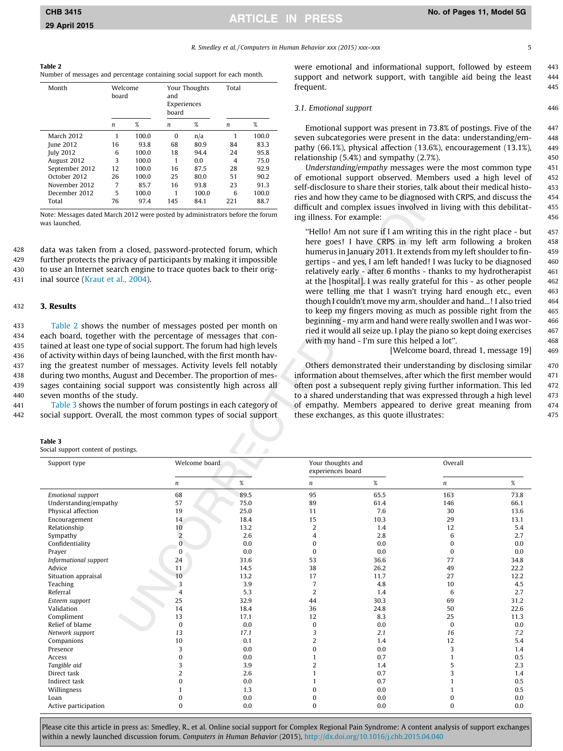**Table 2**
Number of messages and percentage containing social support for each month.

| Month | Welcome board | | Your Thoughts and Experiences board | | Total | |
|---|---|---|---|---|---|---|
| | n | % | n | % | n | % |
| March 2012 | 1 | 100.0 | 0 | n/a | 1 | 100.0 |
| June 2012 | 16 | 93.8 | 68 | 80.9 | 84 | 83.3 |
| July 2012 | 6 | 100.0 | 18 | 94.4 | 24 | 95.8 |
| August 2012 | 3 | 100.0 | 1 | 0.0 | 4 | 75.0 |
| September 2012 | 12 | 100.0 | 16 | 87.5 | 28 | 92.9 |
| October 2012 | 26 | 100.0 | 25 | 80.0 | 51 | 90.2 |
| November 2012 | 7 | 85.7 | 16 | 93.8 | 23 | 91.3 |
| December 2012 | 5 | 100.0 | 1 | 100.0 | 6 | 100.0 |
| Total | 76 | 97.4 | 145 | 84.1 | 221 | 88.7 |

Note: Messages dated March 2012 were posted by administrators before the forum was launched.

data was taken from a closed, password-protected forum, which further protects the privacy of participants by making it impossible to use an Internet search engine to trace quotes back to their original source (Kraut et al., 2004).

## 3. Results

Table 2 shows the number of messages posted per month on each board, together with the percentage of messages that contained at least one type of social support. The forum had high levels of activity within days of being launched, with the first month having the greatest number of messages. Activity levels fell notably during two months, August and December. The proportion of messages containing social support was consistently high across all seven months of the study.

Table 3 shows the number of forum postings in each category of social support. Overall, the most common types of social support were emotional and informational support, followed by esteem support and network support, with tangible aid being the least frequent.

### 3.1. Emotional support

Emotional support was present in 73.8% of postings. Five of the seven subcategories were present in the data: understanding/empathy (66.1%), physical affection (13.6%), encouragement (13.1%), relationship (5.4%) and sympathy (2.7%).

*Understanding/empathy* messages were the most common type of emotional support observed. Members used a high level of self-disclosure to share their stories, talk about their medical histories and how they came to be diagnosed with CRPS, and discuss the difficult and complex issues involved in living with this debilitating illness. For example:

> "Hello! Am not sure if I am writing this in the right place - but here goes! I have CRPS in my left arm following a broken humerus in January 2011. It extends from my left shoulder to fingertips - and yes, I am left handed! I was lucky to be diagnosed relatively early - after 6 months - thanks to my hydrotherapist at the [hospital]. I was really grateful for this - as other people were telling me that I wasn't trying hard enough etc., even though I couldn't move my arm, shoulder and hand...! I also tried to keep my fingers moving as much as possible right from the beginning - my arm and hand were really swollen and I was worried it would all seize up. I play the piano so kept doing exercises with my hand - I'm sure this helped a lot".
> [Welcome board, thread 1, message 19]

Others demonstrated their understanding by disclosing similar information about themselves, after which the first member would often post a subsequent reply giving further information. This led to a shared understanding that was expressed through a high level of empathy. Members appeared to derive great meaning from these exchanges, as this quote illustrates:

**Table 3**
Social support content of postings.

| Support type | Welcome board | | Your thoughts and experiences board | | Overall | |
|---|---|---|---|---|---|---|
| | n | % | n | % | n | % |
| *Emotional support* | 68 | 89.5 | 95 | 65.5 | 163 | 73.8 |
| Understanding/empathy | 57 | 75.0 | 89 | 61.4 | 146 | 66.1 |
| Physical affection | 19 | 25.0 | 11 | 7.6 | 30 | 13.6 |
| Encouragement | 14 | 18.4 | 15 | 10.3 | 29 | 13.1 |
| Relationship | 10 | 13.2 | 2 | 1.4 | 12 | 5.4 |
| Sympathy | 2 | 2.6 | 4 | 2.8 | 6 | 2.7 |
| Confidentiality | 0 | 0.0 | 0 | 0.0 | 0 | 0.0 |
| Prayer | 0 | 0.0 | 0 | 0.0 | 0 | 0.0 |
| *Informational support* | 24 | 31.6 | 53 | 36.6 | 77 | 34.8 |
| Advice | 11 | 14.5 | 38 | 26.2 | 49 | 22.2 |
| Situation appraisal | 10 | 13.2 | 17 | 11.7 | 27 | 12.2 |
| Teaching | 3 | 3.9 | 7 | 4.8 | 10 | 4.5 |
| Referral | 4 | 5.3 | 2 | 1.4 | 6 | 2.7 |
| *Esteem support* | 25 | 32.9 | 44 | 30.3 | 69 | 31.2 |
| Validation | 14 | 18.4 | 36 | 24.8 | 50 | 22.6 |
| Compliment | 13 | 17.1 | 12 | 8.3 | 25 | 11.3 |
| Relief of blame | 0 | 0.0 | 0 | 0.0 | 0 | 0.0 |
| *Network support* | *13* | *17.1* | 3 | *2.1* | *16* | *7.2* |
| Companions | 10 | 0.1 | 2 | 1.4 | 12 | 5.4 |
| Presence | 3 | 0.0 | 0 | 0.0 | 3 | 1.4 |
| Access | 0 | 0.0 | 1 | 0.7 | 1 | 0.5 |
| *Tangible aid* | 3 | 3.9 | 2 | 1.4 | 5 | 2.3 |
| Direct task | 2 | 2.6 | 1 | 0.7 | 3 | 1.4 |
| Indirect task | 0 | 0.0 | 1 | 0.7 | 1 | 0.5 |
| Willingness | 1 | 1.3 | 0 | 0.0 | 1 | 0.5 |
| Loan | 0 | 0.0 | 0 | 0.0 | 0 | 0.0 |
| Active participation | 0 | 0.0 | 0 | 0.0 | 0 | 0.0 |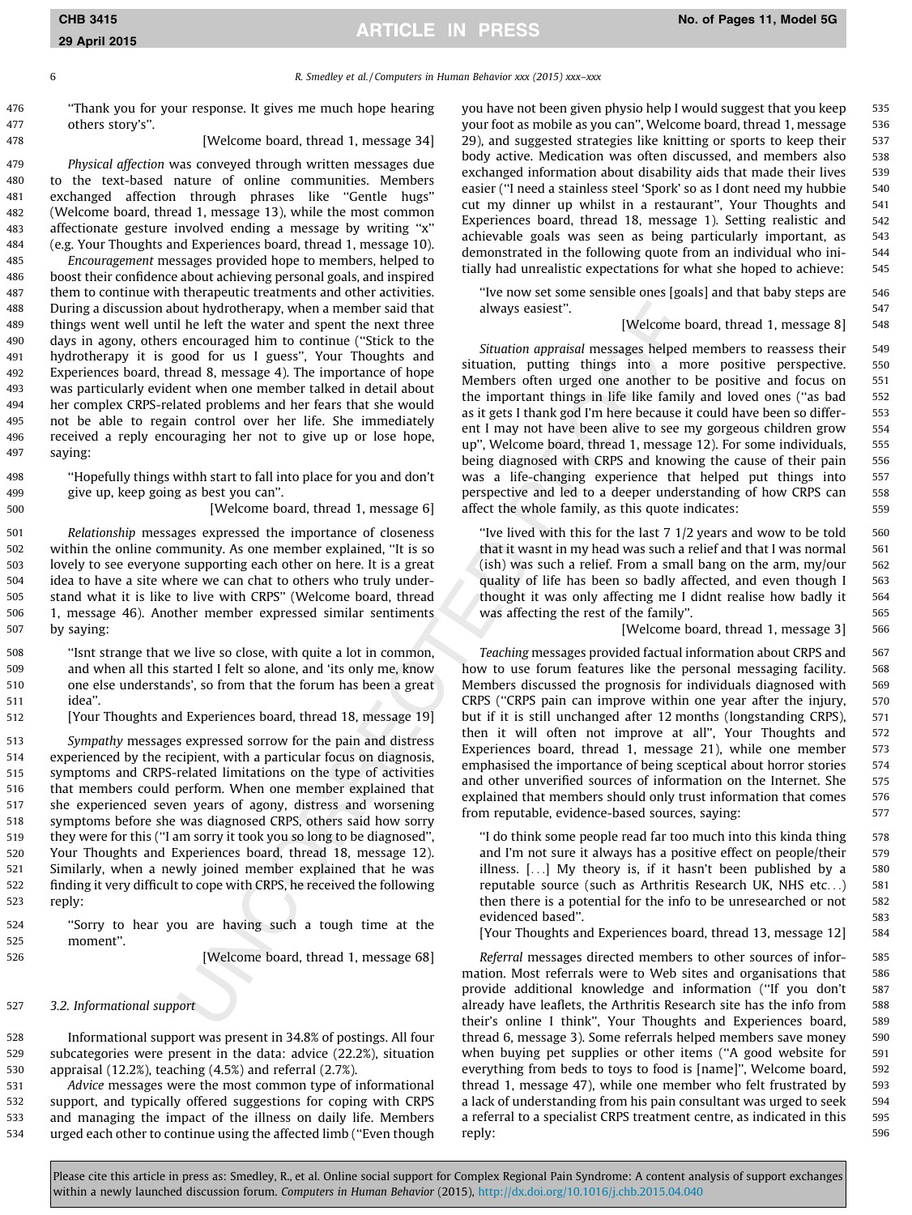"Thank you for your response. It gives me much hope hearing others story's".

[Welcome board, thread 1, message 34]

*Physical affection* was conveyed through written messages due to the text-based nature of online communities. Members exchanged affection through phrases like "Gentle hugs" (Welcome board, thread 1, message 13), while the most common affectionate gesture involved ending a message by writing "x" (e.g. Your Thoughts and Experiences board, thread 1, message 10).

*Encouragement* messages provided hope to members, helped to boost their confidence about achieving personal goals, and inspired them to continue with therapeutic treatments and other activities. During a discussion about hydrotherapy, when a member said that things went well until he left the water and spent the next three days in agony, others encouraged him to continue ("Stick to the hydrotherapy it is good for us I guess", Your Thoughts and Experiences board, thread 8, message 4). The importance of hope was particularly evident when one member talked in detail about her complex CRPS-related problems and her fears that she would not be able to regain control over her life. She immediately received a reply encouraging her not to give up or lose hope, saying:

"Hopefully things withh start to fall into place for you and don't give up, keep going as best you can".

[Welcome board, thread 1, message 6]

*Relationship* messages expressed the importance of closeness within the online community. As one member explained, "It is so lovely to see everyone supporting each other on here. It is a great idea to have a site where we can chat to others who truly understand what it is like to live with CRPS" (Welcome board, thread 1, message 46). Another member expressed similar sentiments by saying:

"Isnt strange that we live so close, with quite a lot in common, and when all this started I felt so alone, and 'its only me, know one else understands', so from that the forum has been a great idea".

[Your Thoughts and Experiences board, thread 18, message 19]

*Sympathy* messages expressed sorrow for the pain and distress experienced by the recipient, with a particular focus on diagnosis, symptoms and CRPS-related limitations on the type of activities that members could perform. When one member explained that she experienced seven years of agony, distress and worsening symptoms before she was diagnosed CRPS, others said how sorry they were for this ("I am sorry it took you so long to be diagnosed", Your Thoughts and Experiences board, thread 18, message 12). Similarly, when a newly joined member explained that he was finding it very difficult to cope with CRPS, he received the following reply:

"Sorry to hear you are having such a tough time at the moment".

[Welcome board, thread 1, message 68]

### 3.2. Informational support

Informational support was present in 34.8% of postings. All four subcategories were present in the data: advice (22.2%), situation appraisal (12.2%), teaching (4.5%) and referral (2.7%).

*Advice* messages were the most common type of informational support, and typically offered suggestions for coping with CRPS and managing the impact of the illness on daily life. Members urged each other to continue using the affected limb ("Even though you have not been given physio help I would suggest that you keep your foot as mobile as you can", Welcome board, thread 1, message 29), and suggested strategies like knitting or sports to keep their body active. Medication was often discussed, and members also exchanged information about disability aids that made their lives easier ("I need a stainless steel 'Spork' so as I dont need my hubbie cut my dinner up whilst in a restaurant", Your Thoughts and Experiences board, thread 18, message 1). Setting realistic and achievable goals was seen as being particularly important, as demonstrated in the following quote from an individual who initially had unrealistic expectations for what she hoped to achieve:

"Ive now set some sensible ones [goals] and that baby steps are always easiest".

[Welcome board, thread 1, message 8]

*Situation appraisal* messages helped members to reassess their situation, putting things into a more positive perspective. Members often urged one another to be positive and focus on the important things in life like family and loved ones ("as bad as it gets I thank god I'm here because it could have been so different I may not have been alive to see my gorgeous children grow up", Welcome board, thread 1, message 12). For some individuals, being diagnosed with CRPS and knowing the cause of their pain was a life-changing experience that helped put things into perspective and led to a deeper understanding of how CRPS can affect the whole family, as this quote indicates:

"Ive lived with this for the last 7 1/2 years and wow to be told that it wasnt in my head was such a relief and that I was normal (ish) was such a relief. From a small bang on the arm, my/our quality of life has been so badly affected, and even though I thought it was only affecting me I didnt realise how badly it was affecting the rest of the family".

[Welcome board, thread 1, message 3]

*Teaching* messages provided factual information about CRPS and how to use forum features like the personal messaging facility. Members discussed the prognosis for individuals diagnosed with CRPS ("CRPS pain can improve within one year after the injury, but if it is still unchanged after 12 months (longstanding CRPS), then it will often not improve at all", Your Thoughts and Experiences board, thread 1, message 21), while one member emphasised the importance of being sceptical about horror stories and other unverified sources of information on the Internet. She explained that members should only trust information that comes from reputable, evidence-based sources, saying:

"I do think some people read far too much into this kinda thing and I'm not sure it always has a positive effect on people/their illness. [...] My theory is, if it hasn't been published by a reputable source (such as Arthritis Research UK, NHS etc...) then there is a potential for the info to be unresearched or not evidenced based".

[Your Thoughts and Experiences board, thread 13, message 12]

*Referral* messages directed members to other sources of information. Most referrals were to Web sites and organisations that provide additional knowledge and information ("If you don't already have leaflets, the Arthritis Research site has the info from their's online I think", Your Thoughts and Experiences board, thread 6, message 3). Some referrals helped members save money when buying pet supplies or other items ("A good website for everything from beds to toys to food is [name]", Welcome board, thread 1, message 47), while one member who felt frustrated by a lack of understanding from his pain consultant was urged to seek a referral to a specialist CRPS treatment centre, as indicated in this reply: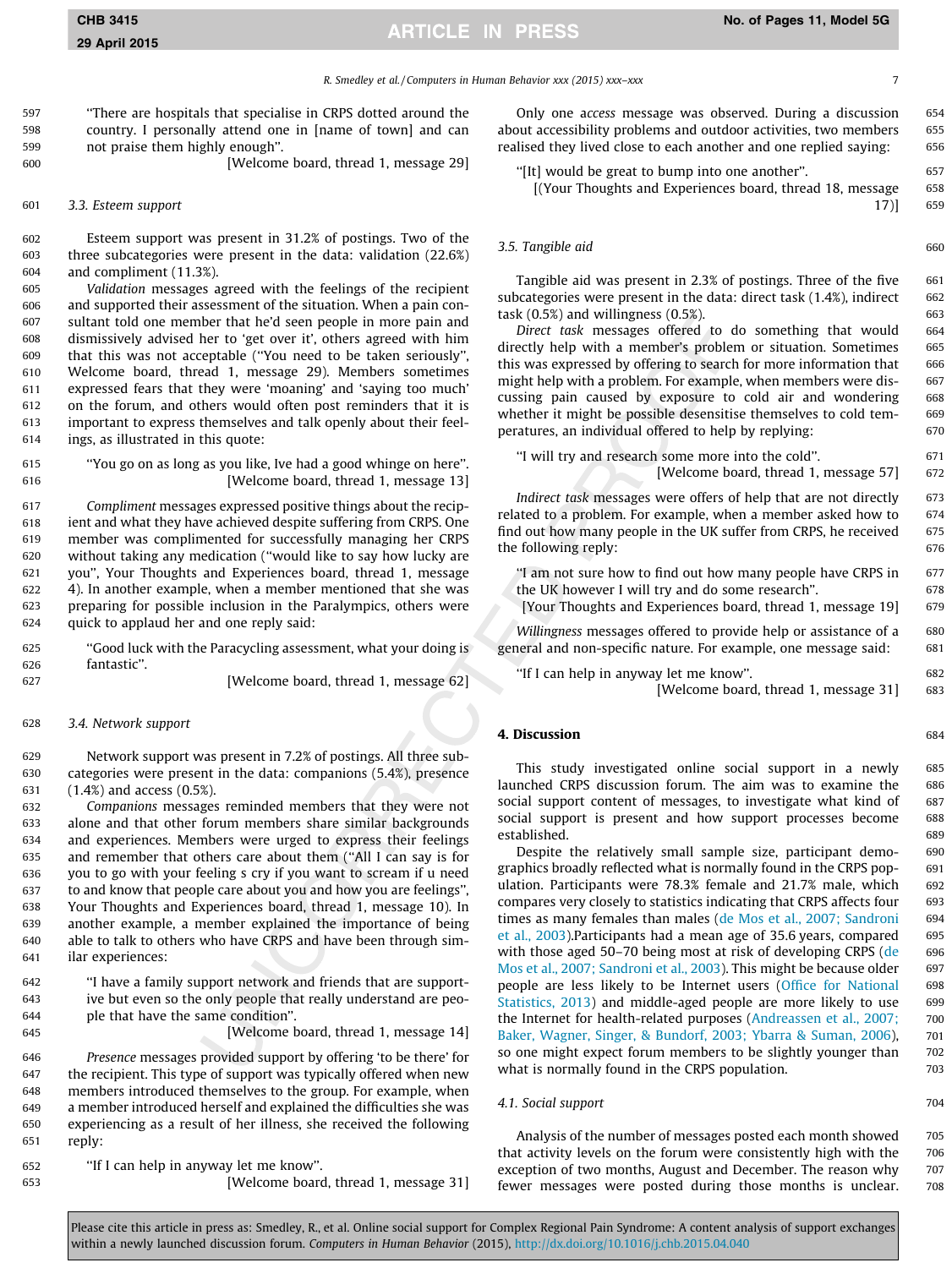"There are hospitals that specialise in CRPS dotted around the country. I personally attend one in [name of town] and can not praise them highly enough".

[Welcome board, thread 1, message 29]

### 3.3. Esteem support

Esteem support was present in 31.2% of postings. Two of the three subcategories were present in the data: validation (22.6%) and compliment (11.3%).

*Validation* messages agreed with the feelings of the recipient and supported their assessment of the situation. When a pain consultant told one member that he'd seen people in more pain and dismissively advised her to 'get over it', others agreed with him that this was not acceptable ("You need to be taken seriously", Welcome board, thread 1, message 29). Members sometimes expressed fears that they were 'moaning' and 'saying too much' on the forum, and others would often post reminders that it is important to express themselves and talk openly about their feelings, as illustrated in this quote:

"You go on as long as you like, Ive had a good whinge on here".

[Welcome board, thread 1, message 13]

*Compliment* messages expressed positive things about the recipient and what they have achieved despite suffering from CRPS. One member was complimented for successfully managing her CRPS without taking any medication ("would like to say how lucky are you", Your Thoughts and Experiences board, thread 1, message 4). In another example, when a member mentioned that she was preparing for possible inclusion in the Paralympics, others were quick to applaud her and one reply said:

"Good luck with the Paracycling assessment, what your doing is fantastic".

[Welcome board, thread 1, message 62]

### 3.4. Network support

Network support was present in 7.2% of postings. All three subcategories were present in the data: companions (5.4%), presence (1.4%) and access (0.5%).

*Companions* messages reminded members that they were not alone and that other forum members share similar backgrounds and experiences. Members were urged to express their feelings and remember that others care about them ("All I can say is for you to go with your feeling s cry if you want to scream if u need to and know that people care about you and how you are feelings", Your Thoughts and Experiences board, thread 1, message 10). In another example, a member explained the importance of being able to talk to others who have CRPS and have been through similar experiences:

"I have a family support network and friends that are supportive but even so the only people that really understand are people that have the same condition".

[Welcome board, thread 1, message 14]

*Presence* messages provided support by offering 'to be there' for the recipient. This type of support was typically offered when new members introduced themselves to the group. For example, when a member introduced herself and explained the difficulties she was experiencing as a result of her illness, she received the following reply:

"If I can help in anyway let me know".

[Welcome board, thread 1, message 31]

Only one *access* message was observed. During a discussion about accessibility problems and outdoor activities, two members realised they lived close to each another and one replied saying:

"[It] would be great to bump into one another".

[(Your Thoughts and Experiences board, thread 18, message 17)]

### 3.5. Tangible aid

Tangible aid was present in 2.3% of postings. Three of the five subcategories were present in the data: direct task (1.4%), indirect task (0.5%) and willingness (0.5%).

*Direct task* messages offered to do something that would directly help with a member's problem or situation. Sometimes this was expressed by offering to search for more information that might help with a problem. For example, when members were discussing pain caused by exposure to cold air and wondering whether it might be possible desensitise themselves to cold temperatures, an individual offered to help by replying:

"I will try and research some more into the cold".

[Welcome board, thread 1, message 57]

*Indirect task* messages were offers of help that are not directly related to a problem. For example, when a member asked how to find out how many people in the UK suffer from CRPS, he received the following reply:

"I am not sure how to find out how many people have CRPS in the UK however I will try and do some research".

[Your Thoughts and Experiences board, thread 1, message 19]

*Willingness* messages offered to provide help or assistance of a general and non-specific nature. For example, one message said:

"If I can help in anyway let me know".

[Welcome board, thread 1, message 31]

## 4. Discussion

This study investigated online social support in a newly launched CRPS discussion forum. The aim was to examine the social support content of messages, to investigate what kind of social support is present and how support processes become established.

Despite the relatively small sample size, participant demographics broadly reflected what is normally found in the CRPS population. Participants were 78.3% female and 21.7% male, which compares very closely to statistics indicating that CRPS affects four times as many females than males (de Mos et al., 2007; Sandroni et al., 2003).Participants had a mean age of 35.6 years, compared with those aged 50–70 being most at risk of developing CRPS (de Mos et al., 2007; Sandroni et al., 2003). This might be because older people are less likely to be Internet users (Office for National Statistics, 2013) and middle-aged people are more likely to use the Internet for health-related purposes (Andreassen et al., 2007; Baker, Wagner, Singer, & Bundorf, 2003; Ybarra & Suman, 2006), so one might expect forum members to be slightly younger than what is normally found in the CRPS population.

### 4.1. Social support

Analysis of the number of messages posted each month showed that activity levels on the forum were consistently high with the exception of two months, August and December. The reason why fewer messages were posted during those months is unclear.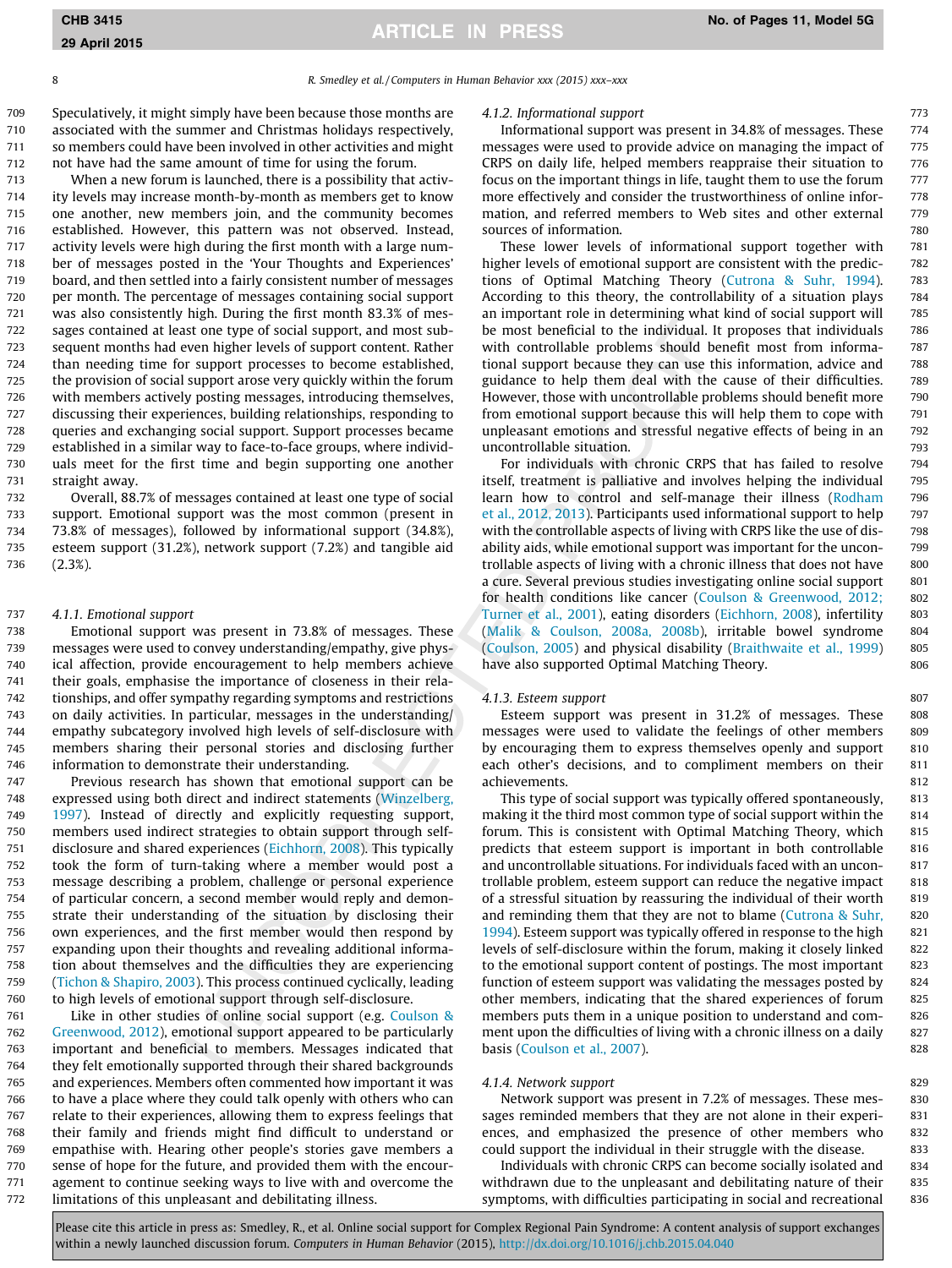Speculatively, it might simply have been because those months are associated with the summer and Christmas holidays respectively, so members could have been involved in other activities and might not have had the same amount of time for using the forum.

When a new forum is launched, there is a possibility that activity levels may increase month-by-month as members get to know one another, new members join, and the community becomes established. However, this pattern was not observed. Instead, activity levels were high during the first month with a large number of messages posted in the 'Your Thoughts and Experiences' board, and then settled into a fairly consistent number of messages per month. The percentage of messages containing social support was also consistently high. During the first month 83.3% of messages contained at least one type of social support, and most subsequent months had even higher levels of support content. Rather than needing time for support processes to become established, the provision of social support arose very quickly within the forum with members actively posting messages, introducing themselves, discussing their experiences, building relationships, responding to queries and exchanging social support. Support processes became established in a similar way to face-to-face groups, where individuals meet for the first time and begin supporting one another straight away.

Overall, 88.7% of messages contained at least one type of social support. Emotional support was the most common (present in 73.8% of messages), followed by informational support (34.8%), esteem support (31.2%), network support (7.2%) and tangible aid (2.3%).

#### 4.1.1. Emotional support

Emotional support was present in 73.8% of messages. These messages were used to convey understanding/empathy, give physical affection, provide encouragement to help members achieve their goals, emphasise the importance of closeness in their relationships, and offer sympathy regarding symptoms and restrictions on daily activities. In particular, messages in the understanding/empathy subcategory involved high levels of self-disclosure with members sharing their personal stories and disclosing further information to demonstrate their understanding.

Previous research has shown that emotional support can be expressed using both direct and indirect statements (Winzelberg, 1997). Instead of directly and explicitly requesting support, members used indirect strategies to obtain support through self-disclosure and shared experiences (Eichhorn, 2008). This typically took the form of turn-taking where a member would post a message describing a problem, challenge or personal experience of particular concern, a second member would reply and demonstrate their understanding of the situation by disclosing their own experiences, and the first member would then respond by expanding upon their thoughts and revealing additional information about themselves and the difficulties they are experiencing (Tichon & Shapiro, 2003). This process continued cyclically, leading to high levels of emotional support through self-disclosure.

Like in other studies of online social support (e.g. Coulson & Greenwood, 2012), emotional support appeared to be particularly important and beneficial to members. Messages indicated that they felt emotionally supported through their shared backgrounds and experiences. Members often commented how important it was to have a place where they could talk openly with others who can relate to their experiences, allowing them to express feelings that their family and friends might find difficult to understand or empathise with. Hearing other people's stories gave members a sense of hope for the future, and provided them with the encouragement to continue seeking ways to live with and overcome the limitations of this unpleasant and debilitating illness.

#### 4.1.2. Informational support

Informational support was present in 34.8% of messages. These messages were used to provide advice on managing the impact of CRPS on daily life, helped members reappraise their situation to focus on the important things in life, taught them to use the forum more effectively and consider the trustworthiness of online information, and referred members to Web sites and other external sources of information.

These lower levels of informational support together with higher levels of emotional support are consistent with the predictions of Optimal Matching Theory (Cutrona & Suhr, 1994). According to this theory, the controllability of a situation plays an important role in determining what kind of social support will be most beneficial to the individual. It proposes that individuals with controllable problems should benefit most from informational support because they can use this information, advice and guidance to help them deal with the cause of their difficulties. However, those with uncontrollable problems should benefit more from emotional support because this will help them to cope with unpleasant emotions and stressful negative effects of being in an uncontrollable situation.

For individuals with chronic CRPS that has failed to resolve itself, treatment is palliative and involves helping the individual learn how to control and self-manage their illness (Rodham et al., 2012, 2013). Participants used informational support to help with the controllable aspects of living with CRPS like the use of disability aids, while emotional support was important for the uncontrollable aspects of living with a chronic illness that does not have a cure. Several previous studies investigating online social support for health conditions like cancer (Coulson & Greenwood, 2012; Turner et al., 2001), eating disorders (Eichhorn, 2008), infertility (Malik & Coulson, 2008a, 2008b), irritable bowel syndrome (Coulson, 2005) and physical disability (Braithwaite et al., 1999) have also supported Optimal Matching Theory.

#### 4.1.3. Esteem support

Esteem support was present in 31.2% of messages. These messages were used to validate the feelings of other members by encouraging them to express themselves openly and support each other's decisions, and to compliment members on their achievements.

This type of social support was typically offered spontaneously, making it the third most common type of social support within the forum. This is consistent with Optimal Matching Theory, which predicts that esteem support is important in both controllable and uncontrollable situations. For individuals faced with an uncontrollable problem, esteem support can reduce the negative impact of a stressful situation by reassuring the individual of their worth and reminding them that they are not to blame (Cutrona & Suhr, 1994). Esteem support was typically offered in response to the high levels of self-disclosure within the forum, making it closely linked to the emotional support content of postings. The most important function of esteem support was validating the messages posted by other members, indicating that the shared experiences of forum members puts them in a unique position to understand and comment upon the difficulties of living with a chronic illness on a daily basis (Coulson et al., 2007).

#### 4.1.4. Network support

Network support was present in 7.2% of messages. These messages reminded members that they are not alone in their experiences, and emphasized the presence of other members who could support the individual in their struggle with the disease.

Individuals with chronic CRPS can become socially isolated and withdrawn due to the unpleasant and debilitating nature of their symptoms, with difficulties participating in social and recreational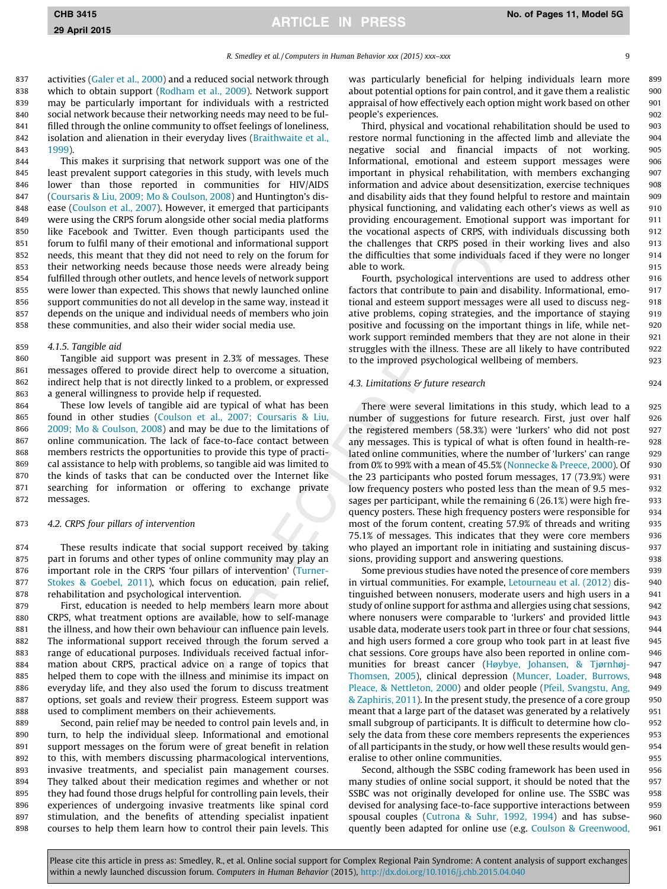activities (Galer et al., 2000) and a reduced social network through which to obtain support (Rodham et al., 2009). Network support may be particularly important for individuals with a restricted social network because their networking needs may need to be fulfilled through the online community to offset feelings of loneliness, isolation and alienation in their everyday lives (Braithwaite et al., 1999).

This makes it surprising that network support was one of the least prevalent support categories in this study, with levels much lower than those reported in communities for HIV/AIDS (Coursaris & Liu, 2009; Mo & Coulson, 2008) and Huntington's disease (Coulson et al., 2007). However, it emerged that participants were using the CRPS forum alongside other social media platforms like Facebook and Twitter. Even though participants used the forum to fulfil many of their emotional and informational support needs, this meant that they did not need to rely on the forum for their networking needs because those needs were already being fulfilled through other outlets, and hence levels of network support were lower than expected. This shows that newly launched online support communities do not all develop in the same way, instead it depends on the unique and individual needs of members who join these communities, and also their wider social media use.

#### 4.1.5. Tangible aid

Tangible aid support was present in 2.3% of messages. These messages offered to provide direct help to overcome a situation, indirect help that is not directly linked to a problem, or expressed a general willingness to provide help if requested.

These low levels of tangible aid are typical of what has been found in other studies (Coulson et al., 2007; Coursaris & Liu, 2009; Mo & Coulson, 2008) and may be due to the limitations of online communication. The lack of face-to-face contact between members restricts the opportunities to provide this type of practical assistance to help with problems, so tangible aid was limited to the kinds of tasks that can be conducted over the Internet like searching for information or offering to exchange private messages.

### 4.2. CRPS four pillars of intervention

These results indicate that social support received by taking part in forums and other types of online community may play an important role in the CRPS 'four pillars of intervention' (Turner-Stokes & Goebel, 2011), which focus on education, pain relief, rehabilitation and psychological intervention.

First, education is needed to help members learn more about CRPS, what treatment options are available, how to self-manage the illness, and how their own behaviour can influence pain levels. The informational support received through the forum served a range of educational purposes. Individuals received factual information about CRPS, practical advice on a range of topics that helped them to cope with the illness and minimise its impact on everyday life, and they also used the forum to discuss treatment options, set goals and review their progress. Esteem support was used to compliment members on their achievements.

Second, pain relief may be needed to control pain levels and, in turn, to help the individual sleep. Informational and emotional support messages on the forum were of great benefit in relation to this, with members discussing pharmacological interventions, invasive treatments, and specialist pain management courses. They talked about their medication regimes and whether or not they had found those drugs helpful for controlling pain levels, their experiences of undergoing invasive treatments like spinal cord stimulation, and the benefits of attending specialist inpatient courses to help them learn how to control their pain levels. This was particularly beneficial for helping individuals learn more about potential options for pain control, and it gave them a realistic appraisal of how effectively each option might work based on other people's experiences.

Third, physical and vocational rehabilitation should be used to restore normal functioning in the affected limb and alleviate the negative social and financial impacts of not working. Informational, emotional and esteem support messages were important in physical rehabilitation, with members exchanging information and advice about desensitization, exercise techniques and disability aids that they found helpful to restore and maintain physical functioning, and validating each other's views as well as providing encouragement. Emotional support was important for the vocational aspects of CRPS, with individuals discussing both the challenges that CRPS posed in their working lives and also the difficulties that some individuals faced if they were no longer able to work.

Fourth, psychological interventions are used to address other factors that contribute to pain and disability. Informational, emotional and esteem support messages were all used to discuss negative problems, coping strategies, and the importance of staying positive and focussing on the important things in life, while network support reminded members that they are not alone in their struggles with the illness. These are all likely to have contributed to the improved psychological wellbeing of members.

### 4.3. Limitations & future research

There were several limitations in this study, which lead to a number of suggestions for future research. First, just over half the registered members (58.3%) were 'lurkers' who did not post any messages. This is typical of what is often found in health-related online communities, where the number of 'lurkers' can range from 0% to 99% with a mean of 45.5% (Nonnecke & Preece, 2000). Of the 23 participants who posted forum messages, 17 (73.9%) were low frequency posters who posted less than the mean of 9.5 messages per participant, while the remaining 6 (26.1%) were high frequency posters. These high frequency posters were responsible for most of the forum content, creating 57.9% of threads and writing 75.1% of messages. This indicates that they were core members who played an important role in initiating and sustaining discussions, providing support and answering questions.

Some previous studies have noted the presence of core members in virtual communities. For example, Letourneau et al. (2012) distinguished between nonusers, moderate users and high users in a study of online support for asthma and allergies using chat sessions, where nonusers were comparable to 'lurkers' and provided little usable data, moderate users took part in three or four chat sessions, and high users formed a core group who took part in at least five chat sessions. Core groups have also been reported in online communities for breast cancer (Høybye, Johansen, & Tjørnhøj-Thomsen, 2005), clinical depression (Muncer, Loader, Burrows, Pleace, & Nettleton, 2000) and older people (Pfeil, Svangstu, Ang, & Zaphiris, 2011). In the present study, the presence of a core group meant that a large part of the dataset was generated by a relatively small subgroup of participants. It is difficult to determine how closely the data from these core members represents the experiences of all participants in the study, or how well these results would generalise to other online communities.

Second, although the SSBC coding framework has been used in many studies of online social support, it should be noted that the SSBC was not originally developed for online use. The SSBC was devised for analysing face-to-face supportive interactions between spousal couples (Cutrona & Suhr, 1992, 1994) and has subsequently been adapted for online use (e.g. Coulson & Greenwood,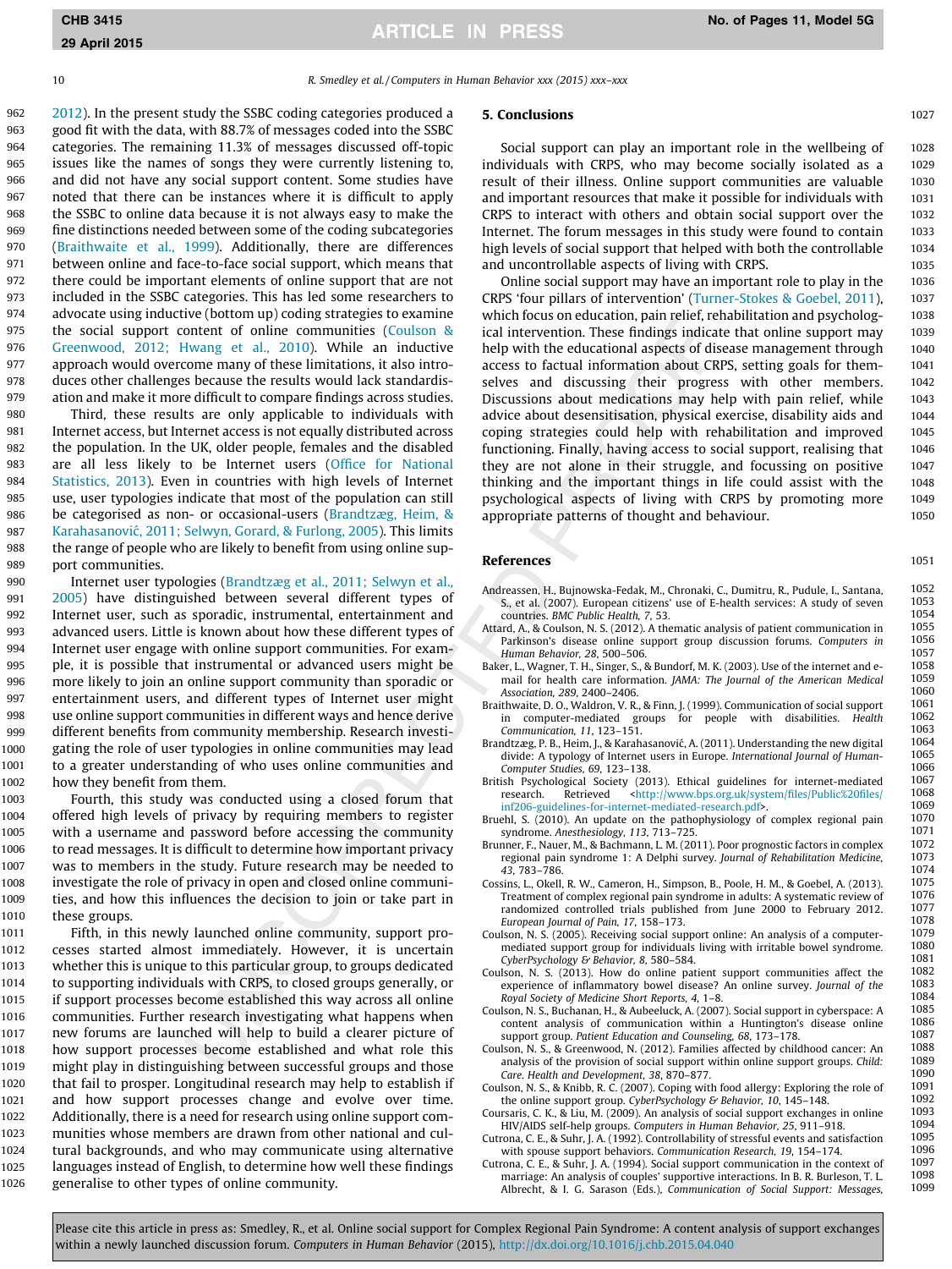2012). In the present study the SSBC coding categories produced a good fit with the data, with 88.7% of messages coded into the SSBC categories. The remaining 11.3% of messages discussed off-topic issues like the names of songs they were currently listening to, and did not have any social support content. Some studies have noted that there can be instances where it is difficult to apply the SSBC to online data because it is not always easy to make the fine distinctions needed between some of the coding subcategories (Braithwaite et al., 1999). Additionally, there are differences between online and face-to-face social support, which means that there could be important elements of online support that are not included in the SSBC categories. This has led some researchers to advocate using inductive (bottom up) coding strategies to examine the social support content of online communities (Coulson & Greenwood, 2012; Hwang et al., 2010). While an inductive approach would overcome many of these limitations, it also introduces other challenges because the results would lack standardisation and make it more difficult to compare findings across studies.

Third, these results are only applicable to individuals with Internet access, but Internet access is not equally distributed across the population. In the UK, older people, females and the disabled are all less likely to be Internet users (Office for National Statistics, 2013). Even in countries with high levels of Internet use, user typologies indicate that most of the population can still be categorised as non- or occasional-users (Brandtzæg, Heim, & Karahasanović, 2011; Selwyn, Gorard, & Furlong, 2005). This limits the range of people who are likely to benefit from using online support communities.

Internet user typologies (Brandtzæg et al., 2011; Selwyn et al., 2005) have distinguished between several different types of Internet user, such as sporadic, instrumental, entertainment and advanced users. Little is known about how these different types of Internet user engage with online support communities. For example, it is possible that instrumental or advanced users might be more likely to join an online support community than sporadic or entertainment users, and different types of Internet user might use online support communities in different ways and hence derive different benefits from community membership. Research investigating the role of user typologies in online communities may lead to a greater understanding of who uses online communities and how they benefit from them.

Fourth, this study was conducted using a closed forum that offered high levels of privacy by requiring members to register with a username and password before accessing the community to read messages. It is difficult to determine how important privacy was to members in the study. Future research may be needed to investigate the role of privacy in open and closed online communities, and how this influences the decision to join or take part in these groups.

Fifth, in this newly launched online community, support processes started almost immediately. However, it is uncertain whether this is unique to this particular group, to groups dedicated to supporting individuals with CRPS, to closed groups generally, or if support processes become established this way across all online communities. Further research investigating what happens when new forums are launched will help to build a clearer picture of how support processes become established and what role this might play in distinguishing between successful groups and those that fail to prosper. Longitudinal research may help to establish if and how support processes change and evolve over time. Additionally, there is a need for research using online support communities whose members are drawn from other national and cultural backgrounds, and who may communicate using alternative languages instead of English, to determine how well these findings generalise to other types of online community.

## 5. Conclusions

Social support can play an important role in the wellbeing of individuals with CRPS, who may become socially isolated as a result of their illness. Online support communities are valuable and important resources that make it possible for individuals with CRPS to interact with others and obtain social support over the Internet. The forum messages in this study were found to contain high levels of social support that helped with both the controllable and uncontrollable aspects of living with CRPS.

Online social support may have an important role to play in the CRPS 'four pillars of intervention' (Turner-Stokes & Goebel, 2011), which focus on education, pain relief, rehabilitation and psychological intervention. These findings indicate that online support may help with the educational aspects of disease management through access to factual information about CRPS, setting goals for themselves and discussing their progress with other members. Discussions about medications may help with pain relief, while advice about desensitisation, physical exercise, disability aids and coping strategies could help with rehabilitation and improved functioning. Finally, having access to social support, realising that they are not alone in their struggle, and focussing on positive thinking and the important things in life could assist with the psychological aspects of living with CRPS by promoting more appropriate patterns of thought and behaviour.

## References

Andreassen, H., Bujnowska-Fedak, M., Chronaki, C., Dumitru, R., Pudule, I., Santana, S., et al. (2007). European citizens' use of E-health services: A study of seven countries. *BMC Public Health, 7*, 53.

Attard, A., & Coulson, N. S. (2012). A thematic analysis of patient communication in Parkinson's disease online support group discussion forums. *Computers in Human Behavior, 28*, 500–506.

Baker, L., Wagner, T. H., Singer, S., & Bundorf, M. K. (2003). Use of the internet and e-mail for health care information. *JAMA: The Journal of the American Medical Association, 289*, 2400–2406.

Braithwaite, D. O., Waldron, V. R., & Finn, J. (1999). Communication of social support in computer-mediated groups for people with disabilities. *Health Communication, 11*, 123–151.

Brandtzæg, P. B., Heim, J., & Karahasanović, A. (2011). Understanding the new digital divide: A typology of Internet users in Europe. *International Journal of Human-Computer Studies, 69*, 123–138.

British Psychological Society (2013). Ethical guidelines for internet-mediated research. Retrieved <http://www.bps.org.uk/system/files/Public%20files/inf206-guidelines-for-internet-mediated-research.pdf>.

Bruehl, S. (2010). An update on the pathophysiology of complex regional pain syndrome. *Anesthesiology, 113*, 713–725.

Brunner, F., Nauer, M., & Bachmann, L. M. (2011). Poor prognostic factors in complex regional pain syndrome 1: A Delphi survey. *Journal of Rehabilitation Medicine, 43*, 783–786.

Cossins, L., Okell, R. W., Cameron, H., Simpson, B., Poole, H. M., & Goebel, A. (2013). Treatment of complex regional pain syndrome in adults: A systematic review of randomized controlled trials published from June 2000 to February 2012. *European Journal of Pain, 17*, 158–173.

Coulson, N. S. (2005). Receiving social support online: An analysis of a computer-mediated support group for individuals living with irritable bowel syndrome. *CyberPsychology & Behavior, 8*, 580–584.

Coulson, N. S. (2013). How do online patient support communities affect the experience of inflammatory bowel disease? An online survey. *Journal of the Royal Society of Medicine Short Reports, 4*, 1–8.

Coulson, N. S., Buchanan, H., & Aubeeluck, A. (2007). Social support in cyberspace: A content analysis of communication within a Huntington's disease online support group. *Patient Education and Counseling, 68*, 173–178.

Coulson, N. S., & Greenwood, N. (2012). Families affected by childhood cancer: An analysis of the provision of social support within online support groups. *Child: Care. Health and Development, 38*, 870–877.

Coulson, N. S., & Knibb, R. C. (2007). Coping with food allergy: Exploring the role of the online support group. *CyberPsychology & Behavior, 10*, 145–148.

Coursaris, C. K., & Liu, M. (2009). An analysis of social support exchanges in online HIV/AIDS self-help groups. *Computers in Human Behavior, 25*, 911–918.

Cutrona, C. E., & Suhr, J. A. (1992). Controllability of stressful events and satisfaction with spouse support behaviors. *Communication Research, 19*, 154–174.

Cutrona, C. E., & Suhr, J. A. (1994). Social support communication in the context of marriage: An analysis of couples' supportive interactions. In B. R. Burleson, T. L. Albrecht, & I. G. Sarason (Eds.), *Communication of Social Support: Messages,*

Please cite this article in press as: Smedley, R., et al. Online social support for Complex Regional Pain Syndrome: A content analysis of support exchanges within a newly launched discussion forum. *Computers in Human Behavior* (2015), http://dx.doi.org/10.1016/j.chb.2015.04.040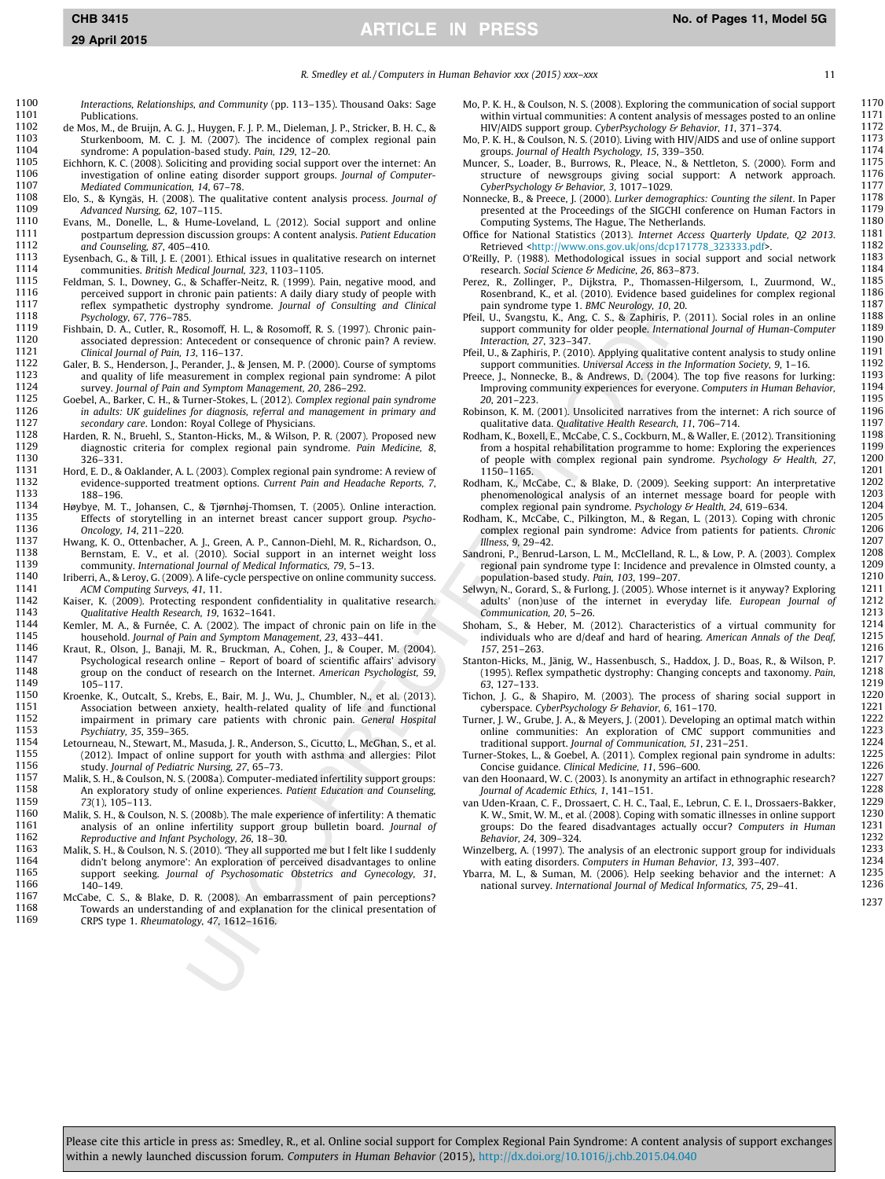*Interactions, Relationships, and Community* (pp. 113–135). Thousand Oaks: Sage Publications.

de Mos, M., de Bruijn, A. G. J., Huygen, F. J. P. M., Dieleman, J. P., Stricker, B. H. C., & Sturkenboom, M. C. J. M. (2007). The incidence of complex regional pain syndrome: A population-based study. *Pain, 129*, 12–20.

Eichhorn, K. C. (2008). Soliciting and providing social support over the internet: An investigation of online eating disorder support groups. *Journal of Computer-Mediated Communication, 14*, 67–78.

Elo, S., & Kyngäs, H. (2008). The qualitative content analysis process. *Journal of Advanced Nursing, 62*, 107–115.

Evans, M., Donelle, L., & Hume-Loveland, L. (2012). Social support and online postpartum depression discussion groups: A content analysis. *Patient Education and Counseling, 87*, 405–410.

Eysenbach, G., & Till, J. E. (2001). Ethical issues in qualitative research on internet communities. *British Medical Journal, 323*, 1103–1105.

Feldman, S. I., Downey, G., & Schaffer-Neitz, R. (1999). Pain, negative mood, and perceived support in chronic pain patients: A daily diary study of people with reflex sympathetic dystrophy syndrome. *Journal of Consulting and Clinical Psychology, 67*, 776–785.

Fishbain, D. A., Cutler, R., Rosomoff, H. L., & Rosomoff, R. S. (1997). Chronic pain-associated depression: Antecedent or consequence of chronic pain? A review. *Clinical Journal of Pain, 13*, 116–137.

Galer, B. S., Henderson, J., Perander, J., & Jensen, M. P. (2000). Course of symptoms and quality of life measurement in complex regional pain syndrome: A pilot survey. *Journal of Pain and Symptom Management, 20*, 286–292.

Goebel, A., Barker, C. H., & Turner-Stokes, L. (2012). *Complex regional pain syndrome in adults: UK guidelines for diagnosis, referral and management in primary and secondary care*. London: Royal College of Physicians.

Harden, R. N., Bruehl, S., Stanton-Hicks, M., & Wilson, P. R. (2007). Proposed new diagnostic criteria for complex regional pain syndrome. *Pain Medicine, 8*, 326–331.

Hord, E. D., & Oaklander, A. L. (2003). Complex regional pain syndrome: A review of evidence-supported treatment options. *Current Pain and Headache Reports, 7*, 188–196.

Høybye, M. T., Johansen, C., & Tjørnhøj-Thomsen, T. (2005). Online interaction. Effects of storytelling in an internet breast cancer support group. *Psycho-Oncology, 14*, 211–220.

Hwang, K. O., Ottenbacher, A. J., Green, A. P., Cannon-Diehl, M. R., Richardson, O., Bernstam, E. V., et al. (2010). Social support in an internet weight loss community. *International Journal of Medical Informatics, 79*, 5–13.

Iriberri, A., & Leroy, G. (2009). A life-cycle perspective on online community success. *ACM Computing Surveys, 41*, 11.

Kaiser, K. (2009). Protecting respondent confidentiality in qualitative research. *Qualitative Health Research, 19*, 1632–1641.

Kemler, M. A., & Furnée, C. A. (2002). The impact of chronic pain on life in the household. *Journal of Pain and Symptom Management, 23*, 433–441.

Kraut, R., Olson, J., Banaji, M. R., Bruckman, A., Cohen, J., & Couper, M. (2004). Psychological research online – Report of board of scientific affairs' advisory group on the conduct of research on the Internet. *American Psychologist, 59*, 105–117.

Kroenke, K., Outcalt, S., Krebs, E., Bair, M. J., Wu, J., Chumbler, N., et al. (2013). Association between anxiety, health-related quality of life and functional impairment in primary care patients with chronic pain. *General Hospital Psychiatry, 35*, 359–365.

Letourneau, N., Stewart, M., Masuda, J. R., Anderson, S., Cicutto, L., McGhan, S., et al. (2012). Impact of online support for youth with asthma and allergies: Pilot study. *Journal of Pediatric Nursing, 27*, 65–73.

Malik, S. H., & Coulson, N. S. (2008a). Computer-mediated infertility support groups: An exploratory study of online experiences. *Patient Education and Counseling, 73*(1), 105–113.

Malik, S. H., & Coulson, N. S. (2008b). The male experience of infertility: A thematic analysis of an online infertility support group bulletin board. *Journal of Reproductive and Infant Psychology, 26*, 18–30.

Malik, S. H., & Coulson, N. S. (2010). 'They all supported me but I felt like I suddenly didn't belong anymore': An exploration of perceived disadvantages to online support seeking. *Journal of Psychosomatic Obstetrics and Gynecology, 31*, 140–149.

McCabe, C. S., & Blake, D. R. (2008). An embarrassment of pain perceptions? Towards an understanding of and explanation for the clinical presentation of CRPS type 1. *Rheumatology, 47*, 1612–1616.

Mo, P. K. H., & Coulson, N. S. (2008). Exploring the communication of social support within virtual communities: A content analysis of messages posted to an online HIV/AIDS support group. *CyberPsychology & Behavior, 11*, 371–374.

Mo, P. K. H., & Coulson, N. S. (2010). Living with HIV/AIDS and use of online support groups. *Journal of Health Psychology, 15*, 339–350.

Muncer, S., Loader, B., Burrows, R., Pleace, N., & Nettleton, S. (2000). Form and structure of newsgroups giving social support: A network approach. *CyberPsychology & Behavior, 3*, 1017–1029.

Nonnecke, B., & Preece, J. (2000). *Lurker demographics: Counting the silent*. In Paper presented at the Proceedings of the SIGCHI conference on Human Factors in Computing Systems, The Hague, The Netherlands.

Office for National Statistics (2013). *Internet Access Quarterly Update, Q2 2013*. Retrieved <http://www.ons.gov.uk/ons/dcp171778_323333.pdf>.

O'Reilly, P. (1988). Methodological issues in social support and social network research. *Social Science & Medicine, 26*, 863–873.

Perez, R., Zollinger, P., Dijkstra, P., Thomassen-Hilgersom, I., Zuurmond, W., Rosenbrand, K., et al. (2010). Evidence based guidelines for complex regional pain syndrome type 1. *BMC Neurology, 10*, 20.

Pfeil, U., Svangstu, K., Ang, C. S., & Zaphiris, P. (2011). Social roles in an online support community for older people. *International Journal of Human-Computer Interaction, 27*, 323–347.

Pfeil, U., & Zaphiris, P. (2010). Applying qualitative content analysis to study online support communities. *Universal Access in the Information Society, 9*, 1–16.

Preece, J., Nonnecke, B., & Andrews, D. (2004). The top five reasons for lurking: Improving community experiences for everyone. *Computers in Human Behavior, 20*, 201–223.

Robinson, K. M. (2001). Unsolicited narratives from the internet: A rich source of qualitative data. *Qualitative Health Research, 11*, 706–714.

Rodham, K., Boxell, E., McCabe, C. S., Cockburn, M., & Waller, E. (2012). Transitioning from a hospital rehabilitation programme to home: Exploring the experiences of people with complex regional pain syndrome. *Psychology & Health, 27*, 1150–1165.

Rodham, K., McCabe, C., & Blake, D. (2009). Seeking support: An interpretative phenomenological analysis of an internet message board for people with complex regional pain syndrome. *Psychology & Health, 24*, 619–634.

Rodham, K., McCabe, C., Pilkington, M., & Regan, L. (2013). Coping with chronic complex regional pain syndrome: Advice from patients for patients. *Chronic Illness, 9*, 29–42.

Sandroni, P., Benrud-Larson, L. M., McClelland, R. L., & Low, P. A. (2003). Complex regional pain syndrome type I: Incidence and prevalence in Olmsted county, a population-based study. *Pain, 103*, 199–207.

Selwyn, N., Gorard, S., & Furlong, J. (2005). Whose internet is it anyway? Exploring adults' (non)use of the internet in everyday life. *European Journal of Communication, 20*, 5–26.

Shoham, S., & Heber, M. (2012). Characteristics of a virtual community for individuals who are d/deaf and hard of hearing. *American Annals of the Deaf, 157*, 251–263.

Stanton-Hicks, M., Jänig, W., Hassenbusch, S., Haddox, J. D., Boas, R., & Wilson, P. (1995). Reflex sympathetic dystrophy: Changing concepts and taxonomy. *Pain, 63*, 127–133.

Tichon, J. G., & Shapiro, M. (2003). The process of sharing social support in cyberspace. *CyberPsychology & Behavior, 6*, 161–170.

Turner, J. W., Grube, J. A., & Meyers, J. (2001). Developing an optimal match within online communities: An exploration of CMC support communities and traditional support. *Journal of Communication, 51*, 231–251.

Turner-Stokes, L., & Goebel, A. (2011). Complex regional pain syndrome in adults: Concise guidance. *Clinical Medicine, 11*, 596–600.

van den Hoonaard, W. C. (2003). Is anonymity an artifact in ethnographic research? *Journal of Academic Ethics, 1*, 141–151.

van Uden-Kraan, C. F., Drossaert, C. H. C., Taal, E., Lebrun, C. E. I., Drossaers-Bakker, K. W., Smit, W. M., et al. (2008). Coping with somatic illnesses in online support groups: Do the feared disadvantages actually occur? *Computers in Human Behavior, 24*, 309–324.

Winzelberg, A. (1997). The analysis of an electronic support group for individuals with eating disorders. *Computers in Human Behavior, 13*, 393–407.

Ybarra, M. L., & Suman, M. (2006). Help seeking behavior and the internet: A national survey. *International Journal of Medical Informatics, 75*, 29–41.